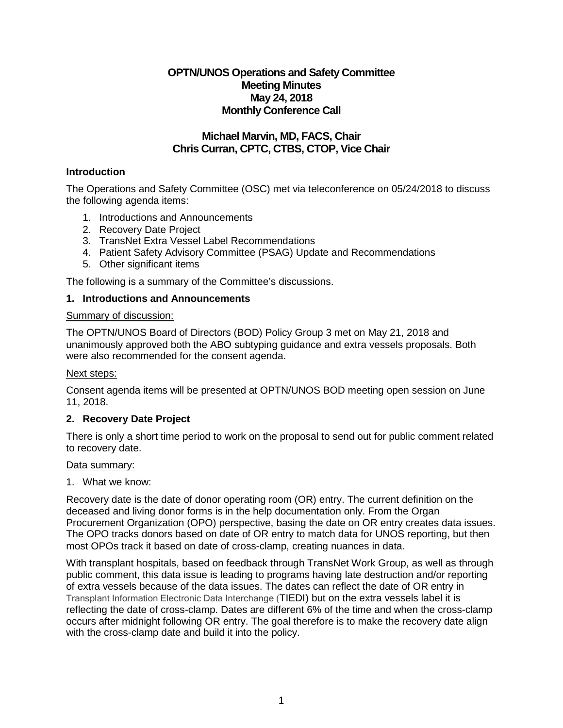# OPTN/UNOS Operations and Safety Committee
## Meeting Minutes
## May 24, 2018
## Monthly Conference Call

**Michael Marvin, MD, FACS, Chair**
**Chris Curran, CPTC, CTBS, CTOP, Vice Chair**

### Introduction

The Operations and Safety Committee (OSC) met via teleconference on 05/24/2018 to discuss the following agenda items:

1. Introductions and Announcements
2. Recovery Date Project
3. TransNet Extra Vessel Label Recommendations
4. Patient Safety Advisory Committee (PSAG) Update and Recommendations
5. Other significant items

The following is a summary of the Committee's discussions.

### 1. Introductions and Announcements

Summary of discussion:

The OPTN/UNOS Board of Directors (BOD) Policy Group 3 met on May 21, 2018 and unanimously approved both the ABO subtyping guidance and extra vessels proposals. Both were also recommended for the consent agenda.

Next steps:

Consent agenda items will be presented at OPTN/UNOS BOD meeting open session on June 11, 2018.

### 2. Recovery Date Project

There is only a short time period to work on the proposal to send out for public comment related to recovery date.

Data summary:

1. What we know:

Recovery date is the date of donor operating room (OR) entry. The current definition on the deceased and living donor forms is in the help documentation only. From the Organ Procurement Organization (OPO) perspective, basing the date on OR entry creates data issues. The OPO tracks donors based on date of OR entry to match data for UNOS reporting, but then most OPOs track it based on date of cross-clamp, creating nuances in data.

With transplant hospitals, based on feedback through TransNet Work Group, as well as through public comment, this data issue is leading to programs having late destruction and/or reporting of extra vessels because of the data issues. The dates can reflect the date of OR entry in Transplant Information Electronic Data Interchange (TIEDI) but on the extra vessels label it is reflecting the date of cross-clamp. Dates are different 6% of the time and when the cross-clamp occurs after midnight following OR entry. The goal therefore is to make the recovery date align with the cross-clamp date and build it into the policy.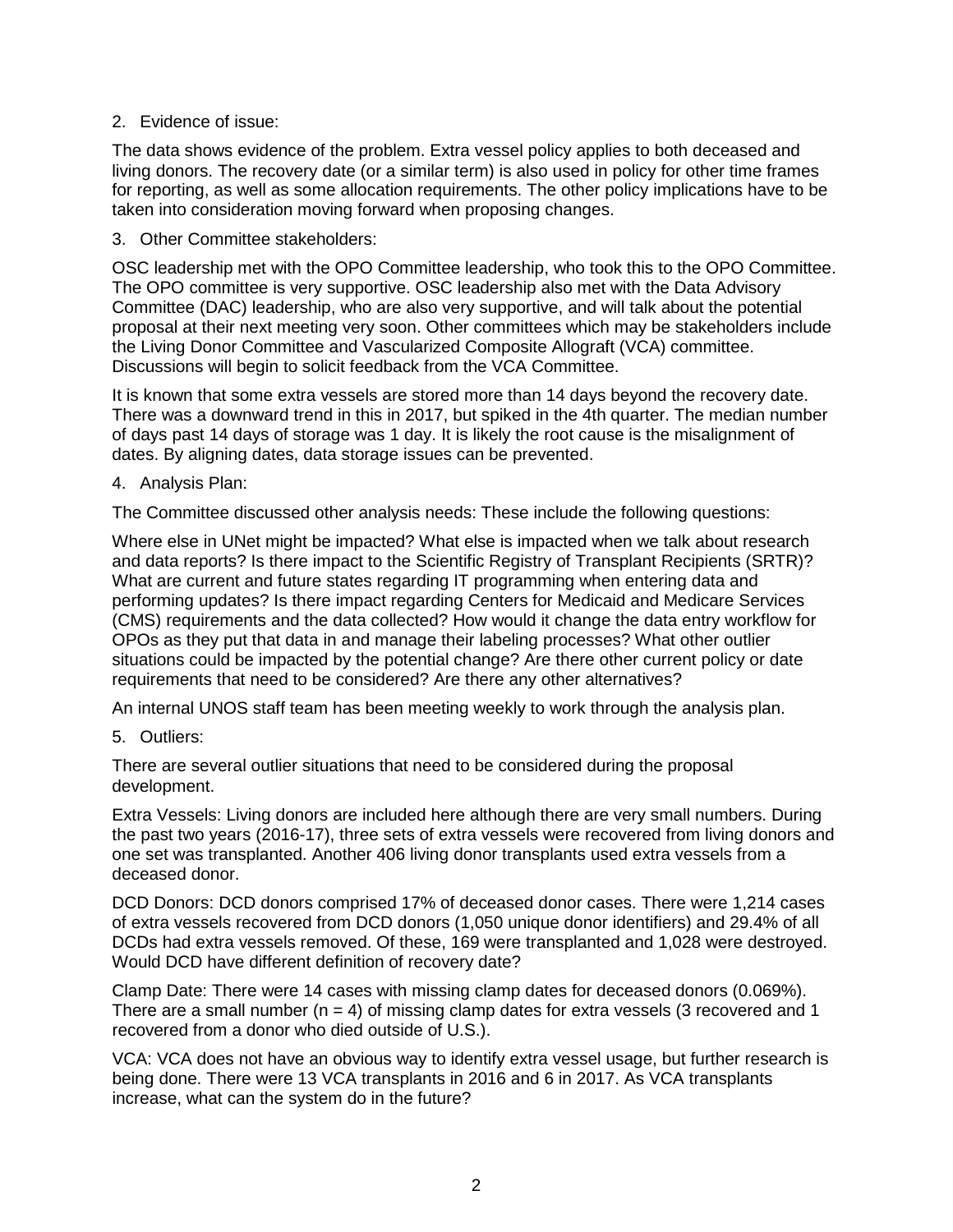2. Evidence of issue:

The data shows evidence of the problem. Extra vessel policy applies to both deceased and living donors. The recovery date (or a similar term) is also used in policy for other time frames for reporting, as well as some allocation requirements. The other policy implications have to be taken into consideration moving forward when proposing changes.

3. Other Committee stakeholders:

OSC leadership met with the OPO Committee leadership, who took this to the OPO Committee. The OPO committee is very supportive. OSC leadership also met with the Data Advisory Committee (DAC) leadership, who are also very supportive, and will talk about the potential proposal at their next meeting very soon. Other committees which may be stakeholders include the Living Donor Committee and Vascularized Composite Allograft (VCA) committee. Discussions will begin to solicit feedback from the VCA Committee.

It is known that some extra vessels are stored more than 14 days beyond the recovery date. There was a downward trend in this in 2017, but spiked in the 4th quarter. The median number of days past 14 days of storage was 1 day. It is likely the root cause is the misalignment of dates. By aligning dates, data storage issues can be prevented.

4. Analysis Plan:

The Committee discussed other analysis needs: These include the following questions:

Where else in UNet might be impacted? What else is impacted when we talk about research and data reports? Is there impact to the Scientific Registry of Transplant Recipients (SRTR)? What are current and future states regarding IT programming when entering data and performing updates? Is there impact regarding Centers for Medicaid and Medicare Services (CMS) requirements and the data collected? How would it change the data entry workflow for OPOs as they put that data in and manage their labeling processes? What other outlier situations could be impacted by the potential change? Are there other current policy or date requirements that need to be considered? Are there any other alternatives?

An internal UNOS staff team has been meeting weekly to work through the analysis plan.

5. Outliers:

There are several outlier situations that need to be considered during the proposal development.

Extra Vessels: Living donors are included here although there are very small numbers. During the past two years (2016-17), three sets of extra vessels were recovered from living donors and one set was transplanted. Another 406 living donor transplants used extra vessels from a deceased donor.

DCD Donors: DCD donors comprised 17% of deceased donor cases. There were 1,214 cases of extra vessels recovered from DCD donors (1,050 unique donor identifiers) and 29.4% of all DCDs had extra vessels removed. Of these, 169 were transplanted and 1,028 were destroyed. Would DCD have different definition of recovery date?

Clamp Date: There were 14 cases with missing clamp dates for deceased donors (0.069%). There are a small number ($n = 4$) of missing clamp dates for extra vessels (3 recovered and 1 recovered from a donor who died outside of U.S.).

VCA: VCA does not have an obvious way to identify extra vessel usage, but further research is being done. There were 13 VCA transplants in 2016 and 6 in 2017. As VCA transplants increase, what can the system do in the future?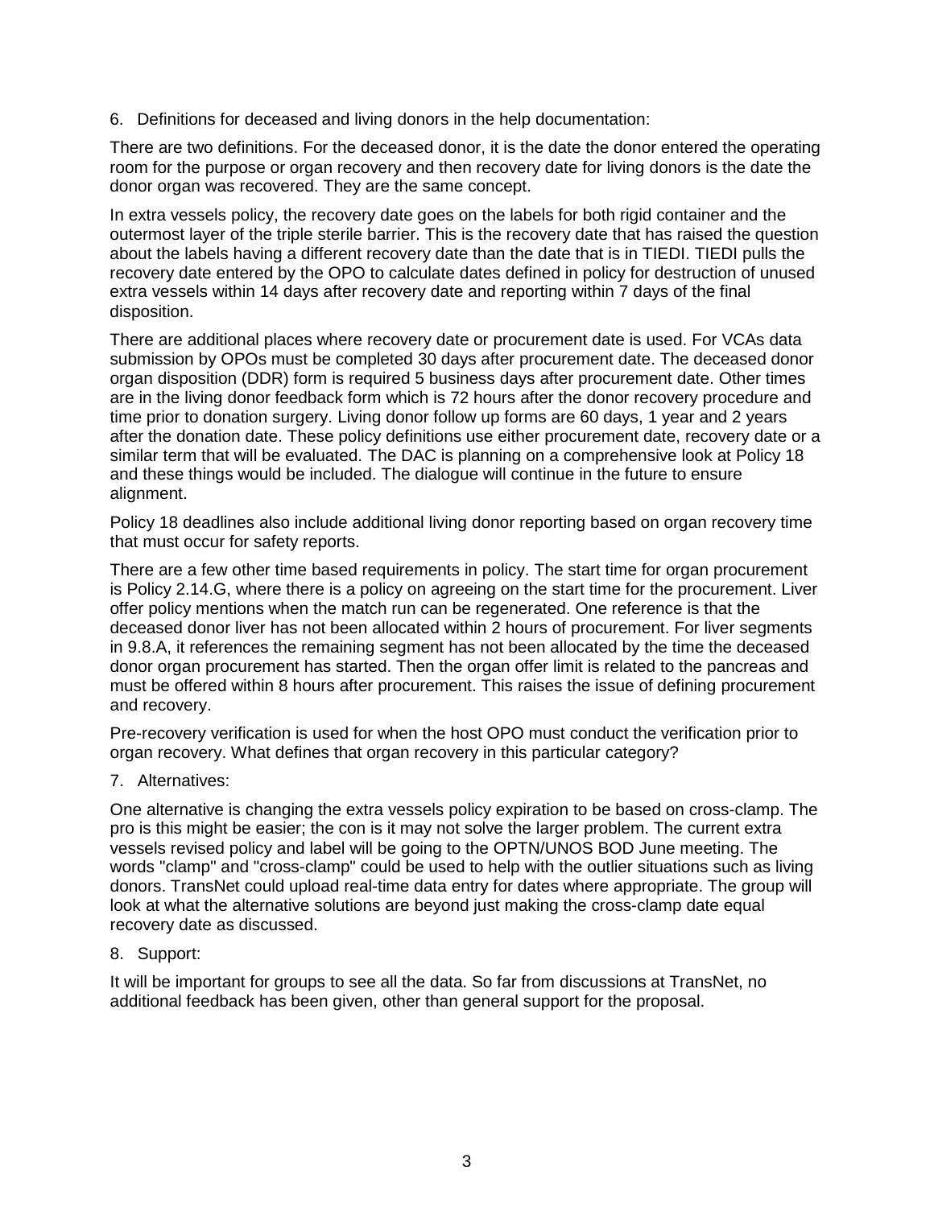6. Definitions for deceased and living donors in the help documentation:

There are two definitions. For the deceased donor, it is the date the donor entered the operating room for the purpose or organ recovery and then recovery date for living donors is the date the donor organ was recovered. They are the same concept.

In extra vessels policy, the recovery date goes on the labels for both rigid container and the outermost layer of the triple sterile barrier. This is the recovery date that has raised the question about the labels having a different recovery date than the date that is in TIEDI. TIEDI pulls the recovery date entered by the OPO to calculate dates defined in policy for destruction of unused extra vessels within 14 days after recovery date and reporting within 7 days of the final disposition.

There are additional places where recovery date or procurement date is used. For VCAs data submission by OPOs must be completed 30 days after procurement date. The deceased donor organ disposition (DDR) form is required 5 business days after procurement date. Other times are in the living donor feedback form which is 72 hours after the donor recovery procedure and time prior to donation surgery. Living donor follow up forms are 60 days, 1 year and 2 years after the donation date. These policy definitions use either procurement date, recovery date or a similar term that will be evaluated. The DAC is planning on a comprehensive look at Policy 18 and these things would be included. The dialogue will continue in the future to ensure alignment.

Policy 18 deadlines also include additional living donor reporting based on organ recovery time that must occur for safety reports.

There are a few other time based requirements in policy. The start time for organ procurement is Policy 2.14.G, where there is a policy on agreeing on the start time for the procurement. Liver offer policy mentions when the match run can be regenerated. One reference is that the deceased donor liver has not been allocated within 2 hours of procurement. For liver segments in 9.8.A, it references the remaining segment has not been allocated by the time the deceased donor organ procurement has started. Then the organ offer limit is related to the pancreas and must be offered within 8 hours after procurement. This raises the issue of defining procurement and recovery.

Pre-recovery verification is used for when the host OPO must conduct the verification prior to organ recovery. What defines that organ recovery in this particular category?

7. Alternatives:

One alternative is changing the extra vessels policy expiration to be based on cross-clamp. The pro is this might be easier; the con is it may not solve the larger problem. The current extra vessels revised policy and label will be going to the OPTN/UNOS BOD June meeting. The words "clamp" and "cross-clamp" could be used to help with the outlier situations such as living donors. TransNet could upload real-time data entry for dates where appropriate. The group will look at what the alternative solutions are beyond just making the cross-clamp date equal recovery date as discussed.

8. Support:

It will be important for groups to see all the data. So far from discussions at TransNet, no additional feedback has been given, other than general support for the proposal.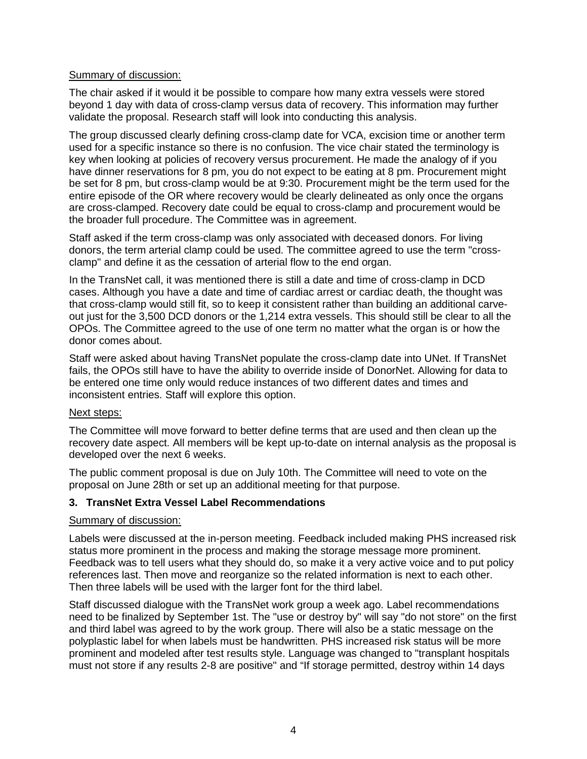Summary of discussion:

The chair asked if it would it be possible to compare how many extra vessels were stored beyond 1 day with data of cross-clamp versus data of recovery. This information may further validate the proposal. Research staff will look into conducting this analysis.

The group discussed clearly defining cross-clamp date for VCA, excision time or another term used for a specific instance so there is no confusion. The vice chair stated the terminology is key when looking at policies of recovery versus procurement. He made the analogy of if you have dinner reservations for 8 pm, you do not expect to be eating at 8 pm. Procurement might be set for 8 pm, but cross-clamp would be at 9:30. Procurement might be the term used for the entire episode of the OR where recovery would be clearly delineated as only once the organs are cross-clamped. Recovery date could be equal to cross-clamp and procurement would be the broader full procedure. The Committee was in agreement.

Staff asked if the term cross-clamp was only associated with deceased donors. For living donors, the term arterial clamp could be used. The committee agreed to use the term "cross-clamp" and define it as the cessation of arterial flow to the end organ.

In the TransNet call, it was mentioned there is still a date and time of cross-clamp in DCD cases. Although you have a date and time of cardiac arrest or cardiac death, the thought was that cross-clamp would still fit, so to keep it consistent rather than building an additional carve-out just for the 3,500 DCD donors or the 1,214 extra vessels. This should still be clear to all the OPOs. The Committee agreed to the use of one term no matter what the organ is or how the donor comes about.

Staff were asked about having TransNet populate the cross-clamp date into UNet. If TransNet fails, the OPOs still have to have the ability to override inside of DonorNet. Allowing for data to be entered one time only would reduce instances of two different dates and times and inconsistent entries. Staff will explore this option.

Next steps:

The Committee will move forward to better define terms that are used and then clean up the recovery date aspect. All members will be kept up-to-date on internal analysis as the proposal is developed over the next 6 weeks.

The public comment proposal is due on July 10th. The Committee will need to vote on the proposal on June 28th or set up an additional meeting for that purpose.

**3. TransNet Extra Vessel Label Recommendations**

Summary of discussion:

Labels were discussed at the in-person meeting. Feedback included making PHS increased risk status more prominent in the process and making the storage message more prominent. Feedback was to tell users what they should do, so make it a very active voice and to put policy references last. Then move and reorganize so the related information is next to each other. Then three labels will be used with the larger font for the third label.

Staff discussed dialogue with the TransNet work group a week ago. Label recommendations need to be finalized by September 1st. The "use or destroy by" will say "do not store" on the first and third label was agreed to by the work group. There will also be a static message on the polyplastic label for when labels must be handwritten. PHS increased risk status will be more prominent and modeled after test results style. Language was changed to "transplant hospitals must not store if any results 2-8 are positive" and "If storage permitted, destroy within 14 days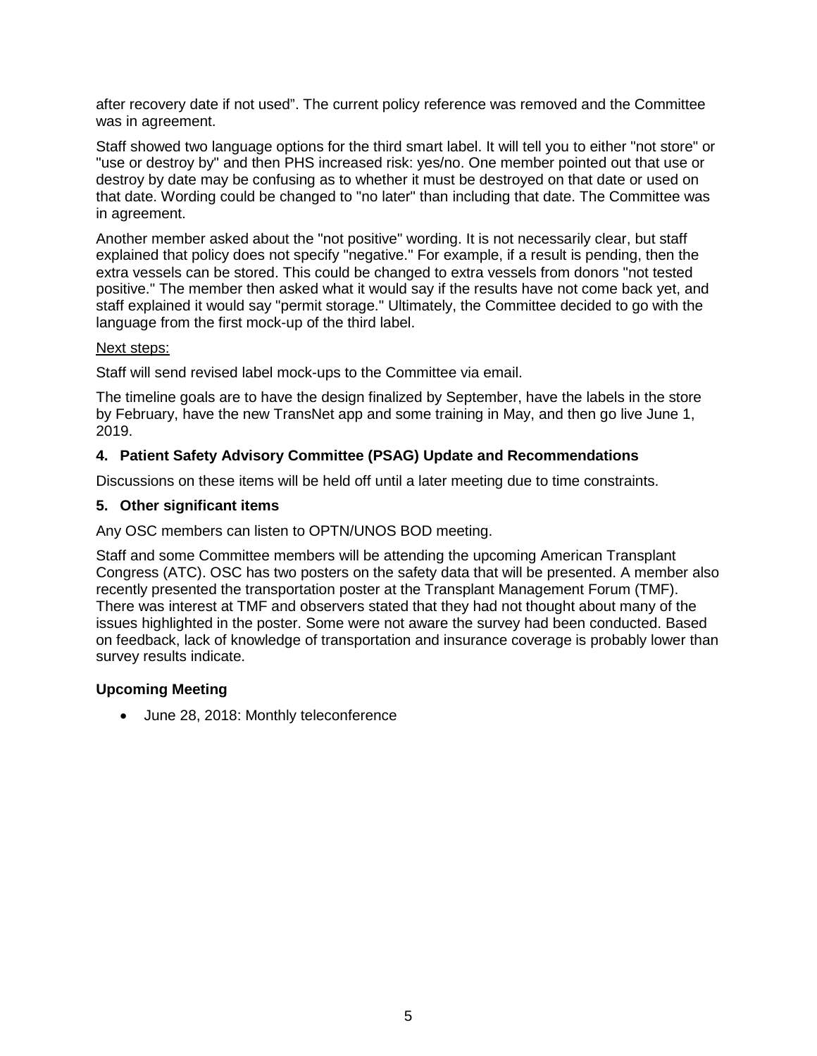after recovery date if not used". The current policy reference was removed and the Committee was in agreement.

Staff showed two language options for the third smart label. It will tell you to either "not store" or "use or destroy by" and then PHS increased risk: yes/no. One member pointed out that use or destroy by date may be confusing as to whether it must be destroyed on that date or used on that date. Wording could be changed to "no later" than including that date. The Committee was in agreement.

Another member asked about the "not positive" wording. It is not necessarily clear, but staff explained that policy does not specify "negative." For example, if a result is pending, then the extra vessels can be stored. This could be changed to extra vessels from donors "not tested positive." The member then asked what it would say if the results have not come back yet, and staff explained it would say "permit storage." Ultimately, the Committee decided to go with the language from the first mock-up of the third label.

<u>Next steps:</u>

Staff will send revised label mock-ups to the Committee via email.

The timeline goals are to have the design finalized by September, have the labels in the store by February, have the new TransNet app and some training in May, and then go live June 1, 2019.

### 4. Patient Safety Advisory Committee (PSAG) Update and Recommendations

Discussions on these items will be held off until a later meeting due to time constraints.

### 5. Other significant items

Any OSC members can listen to OPTN/UNOS BOD meeting.

Staff and some Committee members will be attending the upcoming American Transplant Congress (ATC). OSC has two posters on the safety data that will be presented. A member also recently presented the transportation poster at the Transplant Management Forum (TMF). There was interest at TMF and observers stated that they had not thought about many of the issues highlighted in the poster. Some were not aware the survey had been conducted. Based on feedback, lack of knowledge of transportation and insurance coverage is probably lower than survey results indicate.

### Upcoming Meeting

- June 28, 2018: Monthly teleconference